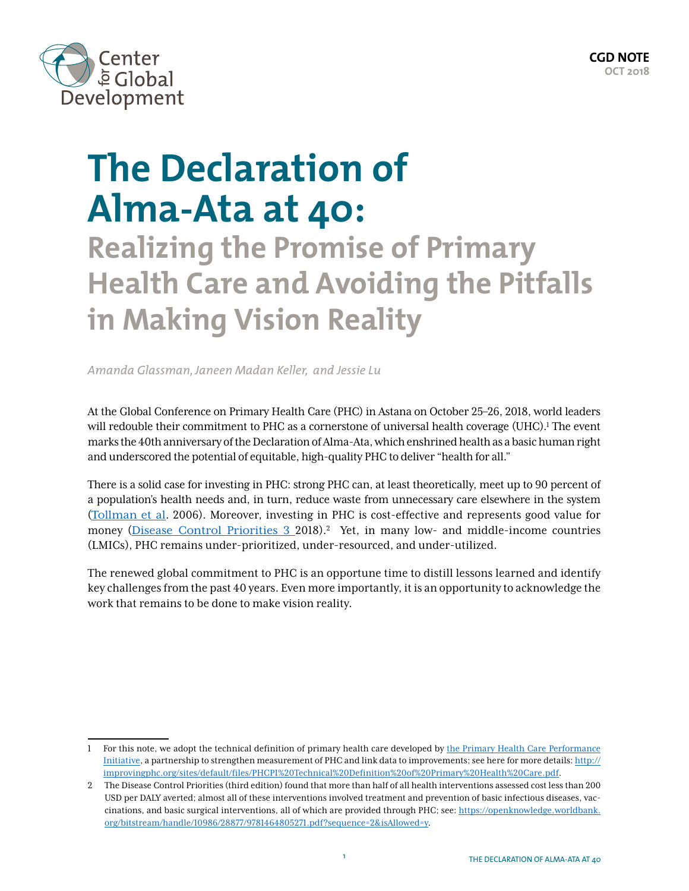CGD NOTE
OCT 2018

# The Declaration of Alma-Ata at 40:

## Realizing the Promise of Primary Health Care and Avoiding the Pitfalls in Making Vision Reality

*Amanda Glassman, Janeen Madan Keller, and Jessie Lu*

At the Global Conference on Primary Health Care (PHC) in Astana on October 25–26, 2018, world leaders will redouble their commitment to PHC as a cornerstone of universal health coverage (UHC).[1] The event marks the 40th anniversary of the Declaration of Alma-Ata, which enshrined health as a basic human right and underscored the potential of equitable, high-quality PHC to deliver "health for all."

There is a solid case for investing in PHC: strong PHC can, at least theoretically, meet up to 90 percent of a population's health needs and, in turn, reduce waste from unnecessary care elsewhere in the system (Tollman et al. 2006). Moreover, investing in PHC is cost-effective and represents good value for money (Disease Control Priorities 3 2018).[2] Yet, in many low- and middle-income countries (LMICs), PHC remains under-prioritized, under-resourced, and under-utilized.

The renewed global commitment to PHC is an opportune time to distill lessons learned and identify key challenges from the past 40 years. Even more importantly, it is an opportunity to acknowledge the work that remains to be done to make vision reality.

---

1 For this note, we adopt the technical definition of primary health care developed by the Primary Health Care Performance Initiative, a partnership to strengthen measurement of PHC and link data to improvements; see here for more details: http://improvingphc.org/sites/default/files/PHCPI%20Technical%20Definition%20of%20Primary%20Health%20Care.pdf.

2 The Disease Control Priorities (third edition) found that more than half of all health interventions assessed cost less than 200 USD per DALY averted; almost all of these interventions involved treatment and prevention of basic infectious diseases, vaccinations, and basic surgical interventions, all of which are provided through PHC; see: https://openknowledge.worldbank.org/bitstream/handle/10986/28877/9781464805271.pdf?sequence=2&isAllowed=y.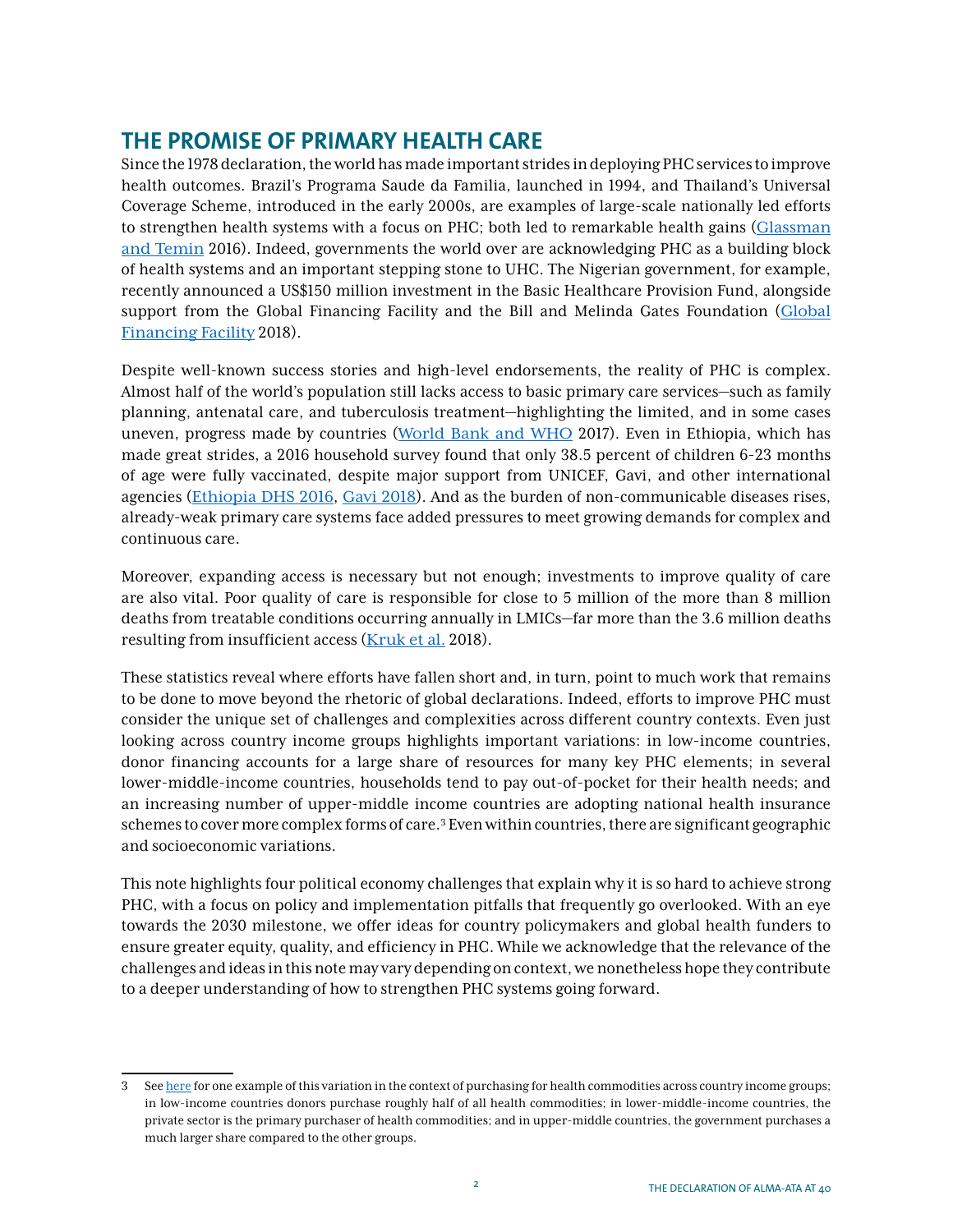## THE PROMISE OF PRIMARY HEALTH CARE

Since the 1978 declaration, the world has made important strides in deploying PHC services to improve health outcomes. Brazil's Programa Saude da Familia, launched in 1994, and Thailand's Universal Coverage Scheme, introduced in the early 2000s, are examples of large-scale nationally led efforts to strengthen health systems with a focus on PHC; both led to remarkable health gains (Glassman and Temin 2016). Indeed, governments the world over are acknowledging PHC as a building block of health systems and an important stepping stone to UHC. The Nigerian government, for example, recently announced a US$150 million investment in the Basic Healthcare Provision Fund, alongside support from the Global Financing Facility and the Bill and Melinda Gates Foundation (Global Financing Facility 2018).

Despite well-known success stories and high-level endorsements, the reality of PHC is complex. Almost half of the world's population still lacks access to basic primary care services—such as family planning, antenatal care, and tuberculosis treatment—highlighting the limited, and in some cases uneven, progress made by countries (World Bank and WHO 2017). Even in Ethiopia, which has made great strides, a 2016 household survey found that only 38.5 percent of children 6-23 months of age were fully vaccinated, despite major support from UNICEF, Gavi, and other international agencies (Ethiopia DHS 2016, Gavi 2018). And as the burden of non-communicable diseases rises, already-weak primary care systems face added pressures to meet growing demands for complex and continuous care.

Moreover, expanding access is necessary but not enough; investments to improve quality of care are also vital. Poor quality of care is responsible for close to 5 million of the more than 8 million deaths from treatable conditions occurring annually in LMICs—far more than the 3.6 million deaths resulting from insufficient access (Kruk et al. 2018).

These statistics reveal where efforts have fallen short and, in turn, point to much work that remains to be done to move beyond the rhetoric of global declarations. Indeed, efforts to improve PHC must consider the unique set of challenges and complexities across different country contexts. Even just looking across country income groups highlights important variations: in low-income countries, donor financing accounts for a large share of resources for many key PHC elements; in several lower-middle-income countries, households tend to pay out-of-pocket for their health needs; and an increasing number of upper-middle income countries are adopting national health insurance schemes to cover more complex forms of care.[3] Even within countries, there are significant geographic and socioeconomic variations.

This note highlights four political economy challenges that explain why it is so hard to achieve strong PHC, with a focus on policy and implementation pitfalls that frequently go overlooked. With an eye towards the 2030 milestone, we offer ideas for country policymakers and global health funders to ensure greater equity, quality, and efficiency in PHC. While we acknowledge that the relevance of the challenges and ideas in this note may vary depending on context, we nonetheless hope they contribute to a deeper understanding of how to strengthen PHC systems going forward.

---

[3] See here for one example of this variation in the context of purchasing for health commodities across country income groups; in low-income countries donors purchase roughly half of all health commodities; in lower-middle-income countries, the private sector is the primary purchaser of health commodities; and in upper-middle countries, the government purchases a much larger share compared to the other groups.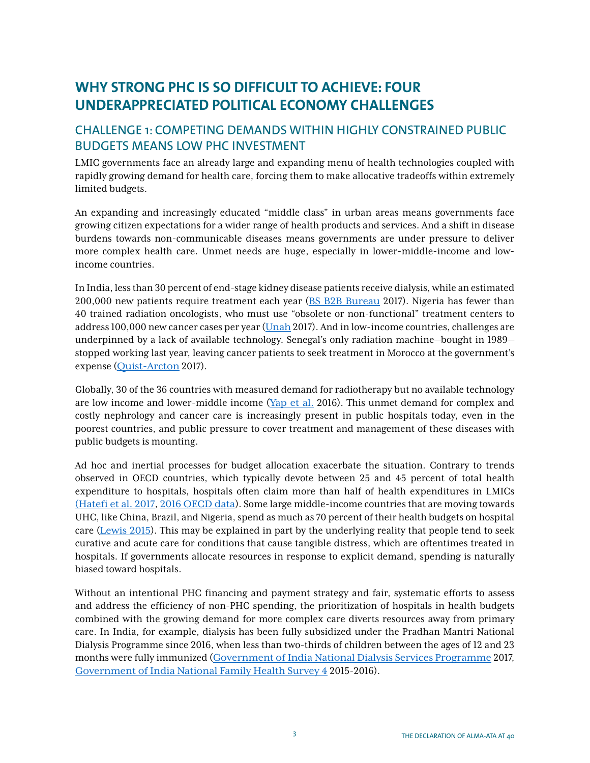## WHY STRONG PHC IS SO DIFFICULT TO ACHIEVE: FOUR UNDERAPPRECIATED POLITICAL ECONOMY CHALLENGES

### CHALLENGE 1: COMPETING DEMANDS WITHIN HIGHLY CONSTRAINED PUBLIC BUDGETS MEANS LOW PHC INVESTMENT

LMIC governments face an already large and expanding menu of health technologies coupled with rapidly growing demand for health care, forcing them to make allocative tradeoffs within extremely limited budgets.

An expanding and increasingly educated "middle class" in urban areas means governments face growing citizen expectations for a wider range of health products and services. And a shift in disease burdens towards non-communicable diseases means governments are under pressure to deliver more complex health care. Unmet needs are huge, especially in lower-middle-income and low-income countries.

In India, less than 30 percent of end-stage kidney disease patients receive dialysis, while an estimated 200,000 new patients require treatment each year (BS B2B Bureau 2017). Nigeria has fewer than 40 trained radiation oncologists, who must use "obsolete or non-functional" treatment centers to address 100,000 new cancer cases per year (Unah 2017). And in low-income countries, challenges are underpinned by a lack of available technology. Senegal's only radiation machine—bought in 1989—stopped working last year, leaving cancer patients to seek treatment in Morocco at the government's expense (Quist-Arcton 2017).

Globally, 30 of the 36 countries with measured demand for radiotherapy but no available technology are low income and lower-middle income (Yap et al. 2016). This unmet demand for complex and costly nephrology and cancer care is increasingly present in public hospitals today, even in the poorest countries, and public pressure to cover treatment and management of these diseases with public budgets is mounting.

Ad hoc and inertial processes for budget allocation exacerbate the situation. Contrary to trends observed in OECD countries, which typically devote between 25 and 45 percent of total health expenditure to hospitals, hospitals often claim more than half of health expenditures in LMICs (Hatefi et al. 2017, 2016 OECD data). Some large middle-income countries that are moving towards UHC, like China, Brazil, and Nigeria, spend as much as 70 percent of their health budgets on hospital care (Lewis 2015). This may be explained in part by the underlying reality that people tend to seek curative and acute care for conditions that cause tangible distress, which are oftentimes treated in hospitals. If governments allocate resources in response to explicit demand, spending is naturally biased toward hospitals.

Without an intentional PHC financing and payment strategy and fair, systematic efforts to assess and address the efficiency of non-PHC spending, the prioritization of hospitals in health budgets combined with the growing demand for more complex care diverts resources away from primary care. In India, for example, dialysis has been fully subsidized under the Pradhan Mantri National Dialysis Programme since 2016, when less than two-thirds of children between the ages of 12 and 23 months were fully immunized (Government of India National Dialysis Services Programme 2017, Government of India National Family Health Survey 4 2015-2016).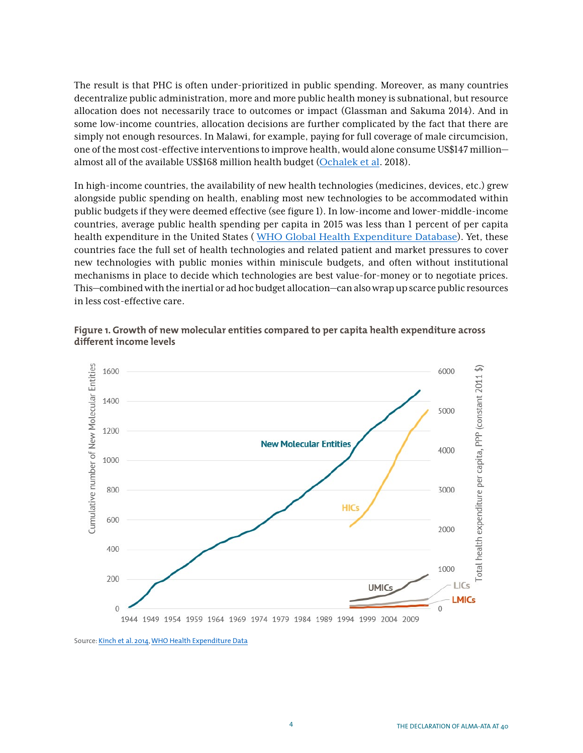The result is that PHC is often under-prioritized in public spending. Moreover, as many countries decentralize public administration, more and more public health money is subnational, but resource allocation does not necessarily trace to outcomes or impact (Glassman and Sakuma 2014). And in some low-income countries, allocation decisions are further complicated by the fact that there are simply not enough resources. In Malawi, for example, paying for full coverage of male circumcision, one of the most cost-effective interventions to improve health, would alone consume US$147 million—almost all of the available US$168 million health budget (Ochalek et al. 2018).

In high-income countries, the availability of new health technologies (medicines, devices, etc.) grew alongside public spending on health, enabling most new technologies to be accommodated within public budgets if they were deemed effective (see figure 1). In low-income and lower-middle-income countries, average public health spending per capita in 2015 was less than 1 percent of per capita health expenditure in the United States ( WHO Global Health Expenditure Database). Yet, these countries face the full set of health technologies and related patient and market pressures to cover new technologies with public monies within miniscule budgets, and often without institutional mechanisms in place to decide which technologies are best value-for-money or to negotiate prices. This—combined with the inertial or ad hoc budget allocation—can also wrap up scarce public resources in less cost-effective care.

**Figure 1. Growth of new molecular entities compared to per capita health expenditure across different income levels**

Source: Kinch et al. 2014, WHO Health Expenditure Data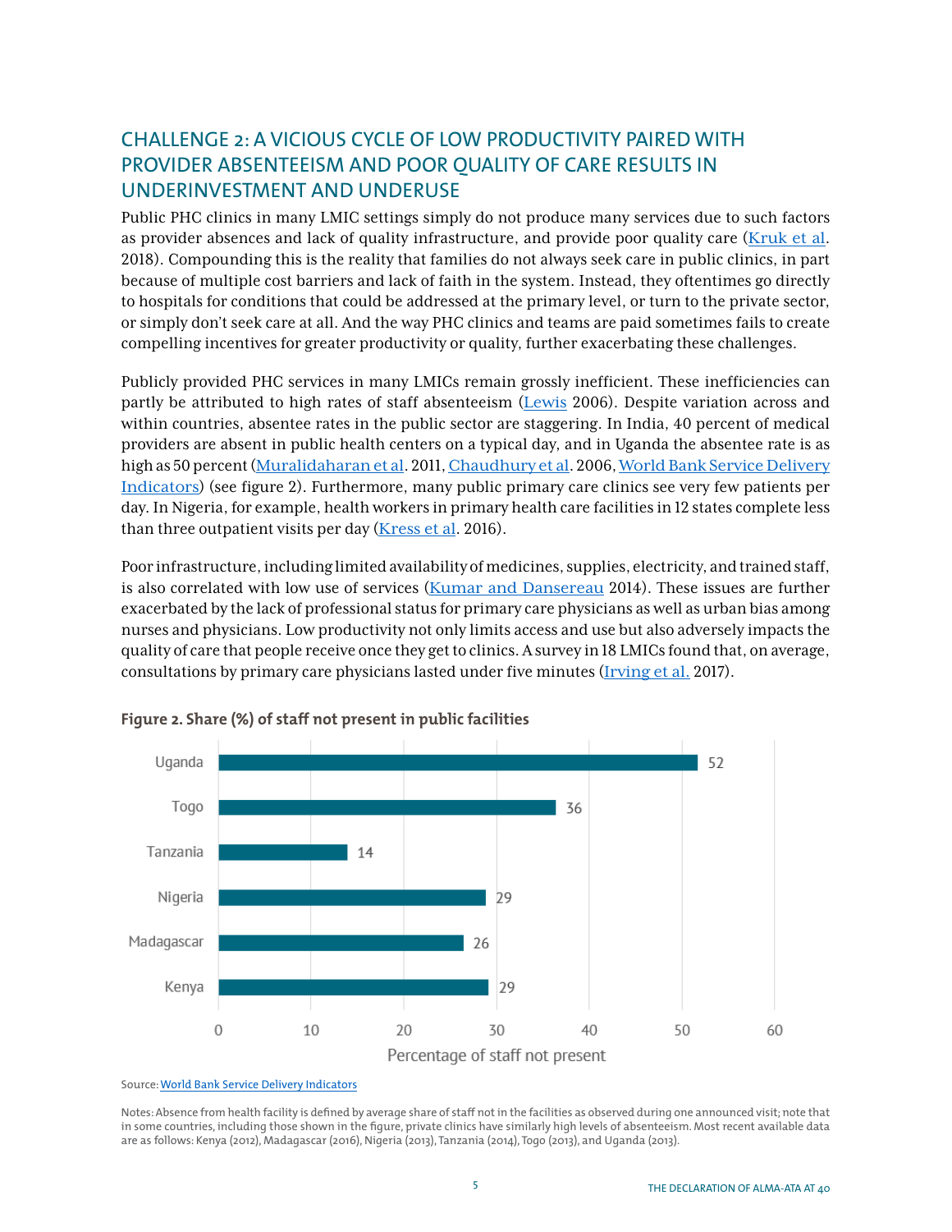## CHALLENGE 2: A VICIOUS CYCLE OF LOW PRODUCTIVITY PAIRED WITH PROVIDER ABSENTEEISM AND POOR QUALITY OF CARE RESULTS IN UNDERINVESTMENT AND UNDERUSE

Public PHC clinics in many LMIC settings simply do not produce many services due to such factors as provider absences and lack of quality infrastructure, and provide poor quality care (Kruk et al. 2018). Compounding this is the reality that families do not always seek care in public clinics, in part because of multiple cost barriers and lack of faith in the system. Instead, they oftentimes go directly to hospitals for conditions that could be addressed at the primary level, or turn to the private sector, or simply don't seek care at all. And the way PHC clinics and teams are paid sometimes fails to create compelling incentives for greater productivity or quality, further exacerbating these challenges.

Publicly provided PHC services in many LMICs remain grossly inefficient. These inefficiencies can partly be attributed to high rates of staff absenteeism (Lewis 2006). Despite variation across and within countries, absentee rates in the public sector are staggering. In India, 40 percent of medical providers are absent in public health centers on a typical day, and in Uganda the absentee rate is as high as 50 percent (Muralidaharan et al. 2011, Chaudhury et al. 2006, World Bank Service Delivery Indicators) (see figure 2). Furthermore, many public primary care clinics see very few patients per day. In Nigeria, for example, health workers in primary health care facilities in 12 states complete less than three outpatient visits per day (Kress et al. 2016).

Poor infrastructure, including limited availability of medicines, supplies, electricity, and trained staff, is also correlated with low use of services (Kumar and Dansereau 2014). These issues are further exacerbated by the lack of professional status for primary care physicians as well as urban bias among nurses and physicians. Low productivity not only limits access and use but also adversely impacts the quality of care that people receive once they get to clinics. A survey in 18 LMICs found that, on average, consultations by primary care physicians lasted under five minutes (Irving et al. 2017).

**Figure 2. Share (%) of staff not present in public facilities**

| Country | Percentage of staff not present |
|---|---|
| Uganda | 52 |
| Togo | 36 |
| Tanzania | 14 |
| Nigeria | 29 |
| Madagascar | 26 |
| Kenya | 29 |

Source: World Bank Service Delivery Indicators

Notes: Absence from health facility is defined by average share of staff not in the facilities as observed during one announced visit; note that in some countries, including those shown in the figure, private clinics have similarly high levels of absenteeism. Most recent available data are as follows: Kenya (2012), Madagascar (2016), Nigeria (2013), Tanzania (2014), Togo (2013), and Uganda (2013).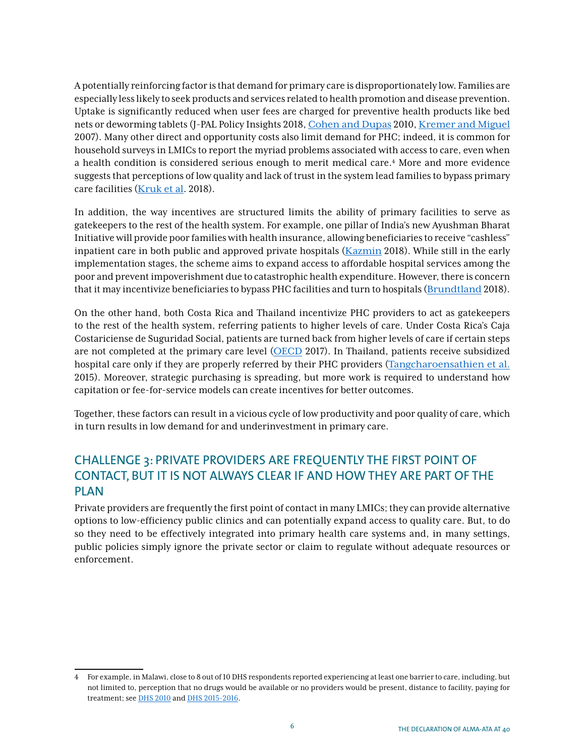A potentially reinforcing factor is that demand for primary care is disproportionately low. Families are especially less likely to seek products and services related to health promotion and disease prevention. Uptake is significantly reduced when user fees are charged for preventive health products like bed nets or deworming tablets (J-PAL Policy Insights 2018, Cohen and Dupas 2010, Kremer and Miguel 2007). Many other direct and opportunity costs also limit demand for PHC; indeed, it is common for household surveys in LMICs to report the myriad problems associated with access to care, even when a health condition is considered serious enough to merit medical care.[4] More and more evidence suggests that perceptions of low quality and lack of trust in the system lead families to bypass primary care facilities (Kruk et al. 2018).

In addition, the way incentives are structured limits the ability of primary facilities to serve as gatekeepers to the rest of the health system. For example, one pillar of India's new Ayushman Bharat Initiative will provide poor families with health insurance, allowing beneficiaries to receive "cashless" inpatient care in both public and approved private hospitals (Kazmin 2018). While still in the early implementation stages, the scheme aims to expand access to affordable hospital services among the poor and prevent impoverishment due to catastrophic health expenditure. However, there is concern that it may incentivize beneficiaries to bypass PHC facilities and turn to hospitals (Brundtland 2018).

On the other hand, both Costa Rica and Thailand incentivize PHC providers to act as gatekeepers to the rest of the health system, referring patients to higher levels of care. Under Costa Rica's Caja Costariciense de Suguridad Social, patients are turned back from higher levels of care if certain steps are not completed at the primary care level (OECD 2017). In Thailand, patients receive subsidized hospital care only if they are properly referred by their PHC providers (Tangcharoensathien et al. 2015). Moreover, strategic purchasing is spreading, but more work is required to understand how capitation or fee-for-service models can create incentives for better outcomes.

Together, these factors can result in a vicious cycle of low productivity and poor quality of care, which in turn results in low demand for and underinvestment in primary care.

## CHALLENGE 3: PRIVATE PROVIDERS ARE FREQUENTLY THE FIRST POINT OF CONTACT, BUT IT IS NOT ALWAYS CLEAR IF AND HOW THEY ARE PART OF THE PLAN

Private providers are frequently the first point of contact in many LMICs; they can provide alternative options to low-efficiency public clinics and can potentially expand access to quality care. But, to do so they need to be effectively integrated into primary health care systems and, in many settings, public policies simply ignore the private sector or claim to regulate without adequate resources or enforcement.

---

4 For example, in Malawi, close to 8 out of 10 DHS respondents reported experiencing at least one barrier to care, including, but not limited to, perception that no drugs would be available or no providers would be present, distance to facility, paying for treatment; see DHS 2010 and DHS 2015-2016.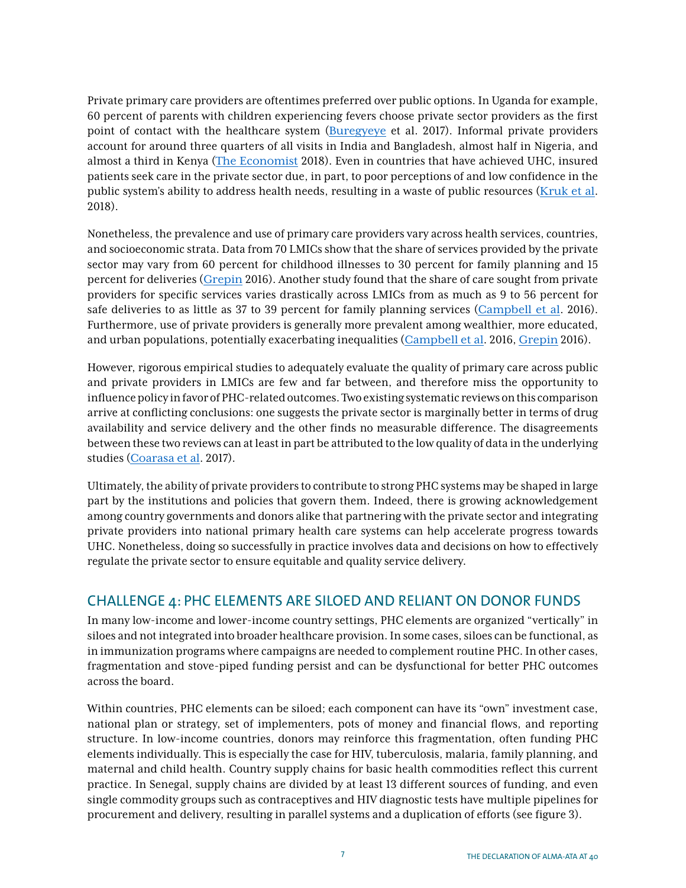Private primary care providers are oftentimes preferred over public options. In Uganda for example, 60 percent of parents with children experiencing fevers choose private sector providers as the first point of contact with the healthcare system (Buregyeye et al. 2017). Informal private providers account for around three quarters of all visits in India and Bangladesh, almost half in Nigeria, and almost a third in Kenya (The Economist 2018). Even in countries that have achieved UHC, insured patients seek care in the private sector due, in part, to poor perceptions of and low confidence in the public system's ability to address health needs, resulting in a waste of public resources (Kruk et al. 2018).

Nonetheless, the prevalence and use of primary care providers vary across health services, countries, and socioeconomic strata. Data from 70 LMICs show that the share of services provided by the private sector may vary from 60 percent for childhood illnesses to 30 percent for family planning and 15 percent for deliveries (Grepin 2016). Another study found that the share of care sought from private providers for specific services varies drastically across LMICs from as much as 9 to 56 percent for safe deliveries to as little as 37 to 39 percent for family planning services (Campbell et al. 2016). Furthermore, use of private providers is generally more prevalent among wealthier, more educated, and urban populations, potentially exacerbating inequalities (Campbell et al. 2016, Grepin 2016).

However, rigorous empirical studies to adequately evaluate the quality of primary care across public and private providers in LMICs are few and far between, and therefore miss the opportunity to influence policy in favor of PHC-related outcomes. Two existing systematic reviews on this comparison arrive at conflicting conclusions: one suggests the private sector is marginally better in terms of drug availability and service delivery and the other finds no measurable difference. The disagreements between these two reviews can at least in part be attributed to the low quality of data in the underlying studies (Coarasa et al. 2017).

Ultimately, the ability of private providers to contribute to strong PHC systems may be shaped in large part by the institutions and policies that govern them. Indeed, there is growing acknowledgement among country governments and donors alike that partnering with the private sector and integrating private providers into national primary health care systems can help accelerate progress towards UHC. Nonetheless, doing so successfully in practice involves data and decisions on how to effectively regulate the private sector to ensure equitable and quality service delivery.

## CHALLENGE 4: PHC ELEMENTS ARE SILOED AND RELIANT ON DONOR FUNDS

In many low-income and lower-income country settings, PHC elements are organized "vertically" in siloes and not integrated into broader healthcare provision. In some cases, siloes can be functional, as in immunization programs where campaigns are needed to complement routine PHC. In other cases, fragmentation and stove-piped funding persist and can be dysfunctional for better PHC outcomes across the board.

Within countries, PHC elements can be siloed; each component can have its "own" investment case, national plan or strategy, set of implementers, pots of money and financial flows, and reporting structure. In low-income countries, donors may reinforce this fragmentation, often funding PHC elements individually. This is especially the case for HIV, tuberculosis, malaria, family planning, and maternal and child health. Country supply chains for basic health commodities reflect this current practice. In Senegal, supply chains are divided by at least 13 different sources of funding, and even single commodity groups such as contraceptives and HIV diagnostic tests have multiple pipelines for procurement and delivery, resulting in parallel systems and a duplication of efforts (see figure 3).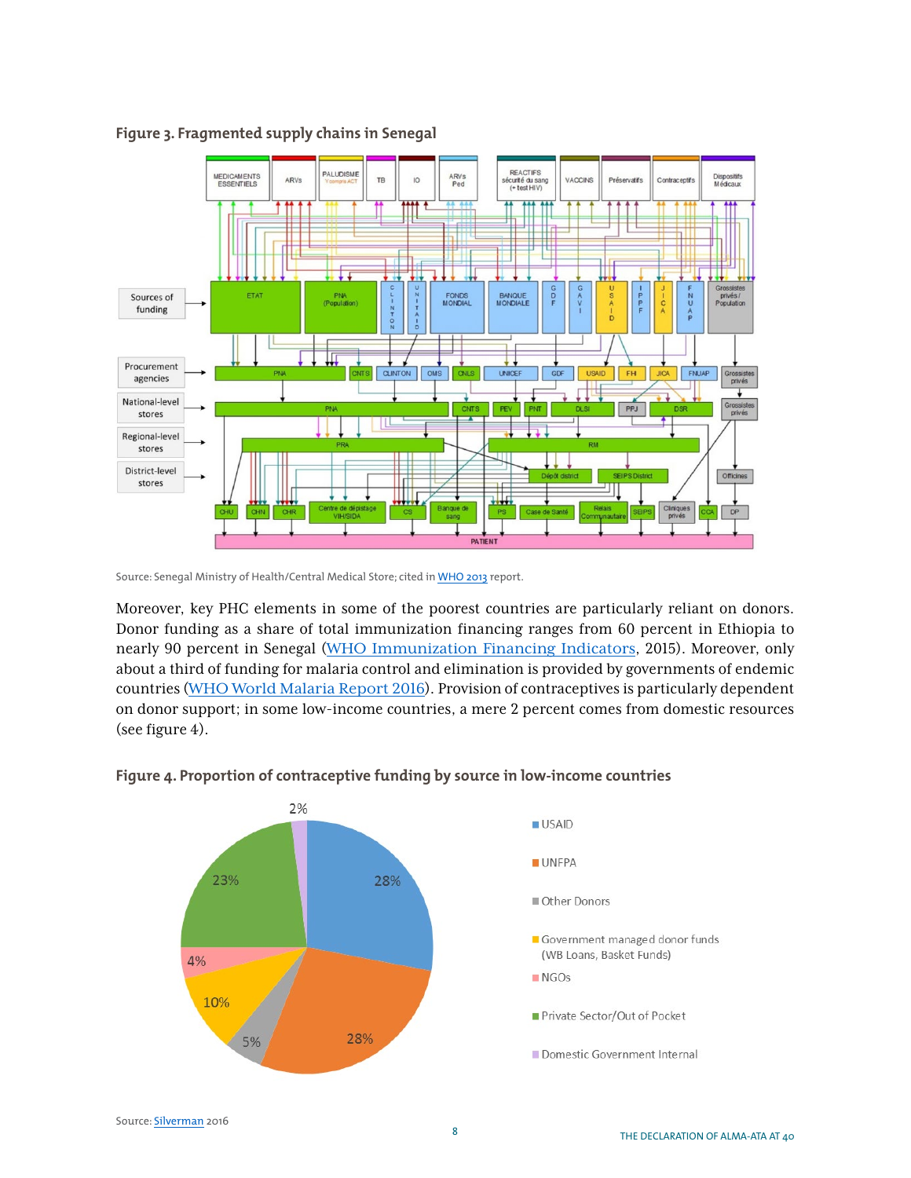**Figure 3. Fragmented supply chains in Senegal**

Source: Senegal Ministry of Health/Central Medical Store; cited in WHO 2013 report.

Moreover, key PHC elements in some of the poorest countries are particularly reliant on donors. Donor funding as a share of total immunization financing ranges from 60 percent in Ethiopia to nearly 90 percent in Senegal (WHO Immunization Financing Indicators, 2015). Moreover, only about a third of funding for malaria control and elimination is provided by governments of endemic countries (WHO World Malaria Report 2016). Provision of contraceptives is particularly dependent on donor support; in some low-income countries, a mere 2 percent comes from domestic resources (see figure 4).

**Figure 4. Proportion of contraceptive funding by source in low-income countries**

| Source | Share |
|---|---|
| USAID | 28% |
| UNFPA | 28% |
| Other Donors | 5% |
| Government managed donor funds (WB Loans, Basket Funds) | 10% |
| NGOs | 4% |
| Private Sector/Out of Pocket | 23% |
| Domestic Government Internal | 2% |

Source: Silverman 2016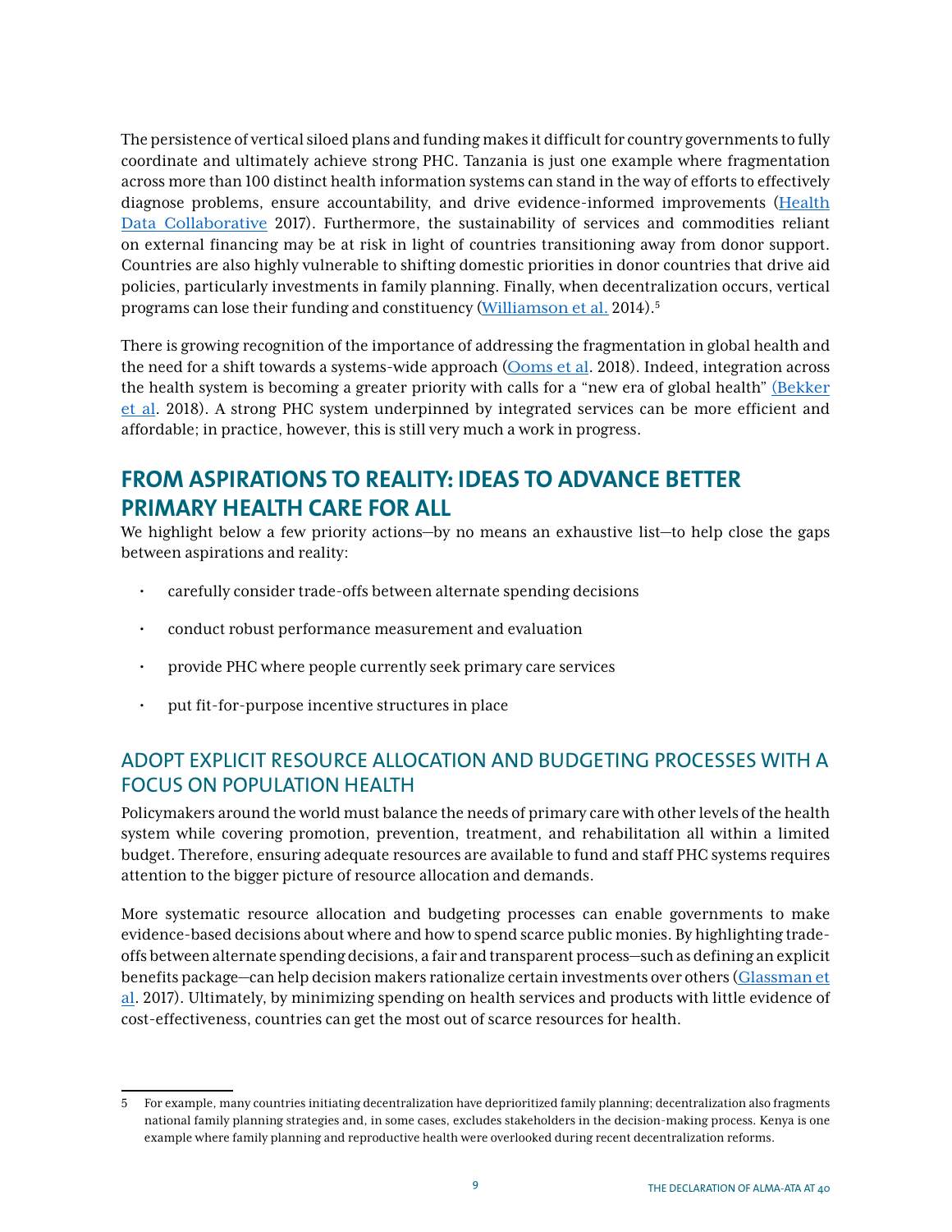The persistence of vertical siloed plans and funding makes it difficult for country governments to fully coordinate and ultimately achieve strong PHC. Tanzania is just one example where fragmentation across more than 100 distinct health information systems can stand in the way of efforts to effectively diagnose problems, ensure accountability, and drive evidence-informed improvements (Health Data Collaborative 2017). Furthermore, the sustainability of services and commodities reliant on external financing may be at risk in light of countries transitioning away from donor support. Countries are also highly vulnerable to shifting domestic priorities in donor countries that drive aid policies, particularly investments in family planning. Finally, when decentralization occurs, vertical programs can lose their funding and constituency (Williamson et al. 2014).[5]

There is growing recognition of the importance of addressing the fragmentation in global health and the need for a shift towards a systems-wide approach (Ooms et al. 2018). Indeed, integration across the health system is becoming a greater priority with calls for a "new era of global health" (Bekker et al. 2018). A strong PHC system underpinned by integrated services can be more efficient and affordable; in practice, however, this is still very much a work in progress.

## FROM ASPIRATIONS TO REALITY: IDEAS TO ADVANCE BETTER PRIMARY HEALTH CARE FOR ALL

We highlight below a few priority actions—by no means an exhaustive list—to help close the gaps between aspirations and reality:

- carefully consider trade-offs between alternate spending decisions
- conduct robust performance measurement and evaluation
- provide PHC where people currently seek primary care services
- put fit-for-purpose incentive structures in place

### ADOPT EXPLICIT RESOURCE ALLOCATION AND BUDGETING PROCESSES WITH A FOCUS ON POPULATION HEALTH

Policymakers around the world must balance the needs of primary care with other levels of the health system while covering promotion, prevention, treatment, and rehabilitation all within a limited budget. Therefore, ensuring adequate resources are available to fund and staff PHC systems requires attention to the bigger picture of resource allocation and demands.

More systematic resource allocation and budgeting processes can enable governments to make evidence-based decisions about where and how to spend scarce public monies. By highlighting trade-offs between alternate spending decisions, a fair and transparent process—such as defining an explicit benefits package—can help decision makers rationalize certain investments over others (Glassman et al. 2017). Ultimately, by minimizing spending on health services and products with little evidence of cost-effectiveness, countries can get the most out of scarce resources for health.

---

5 For example, many countries initiating decentralization have deprioritized family planning; decentralization also fragments national family planning strategies and, in some cases, excludes stakeholders in the decision-making process. Kenya is one example where family planning and reproductive health were overlooked during recent decentralization reforms.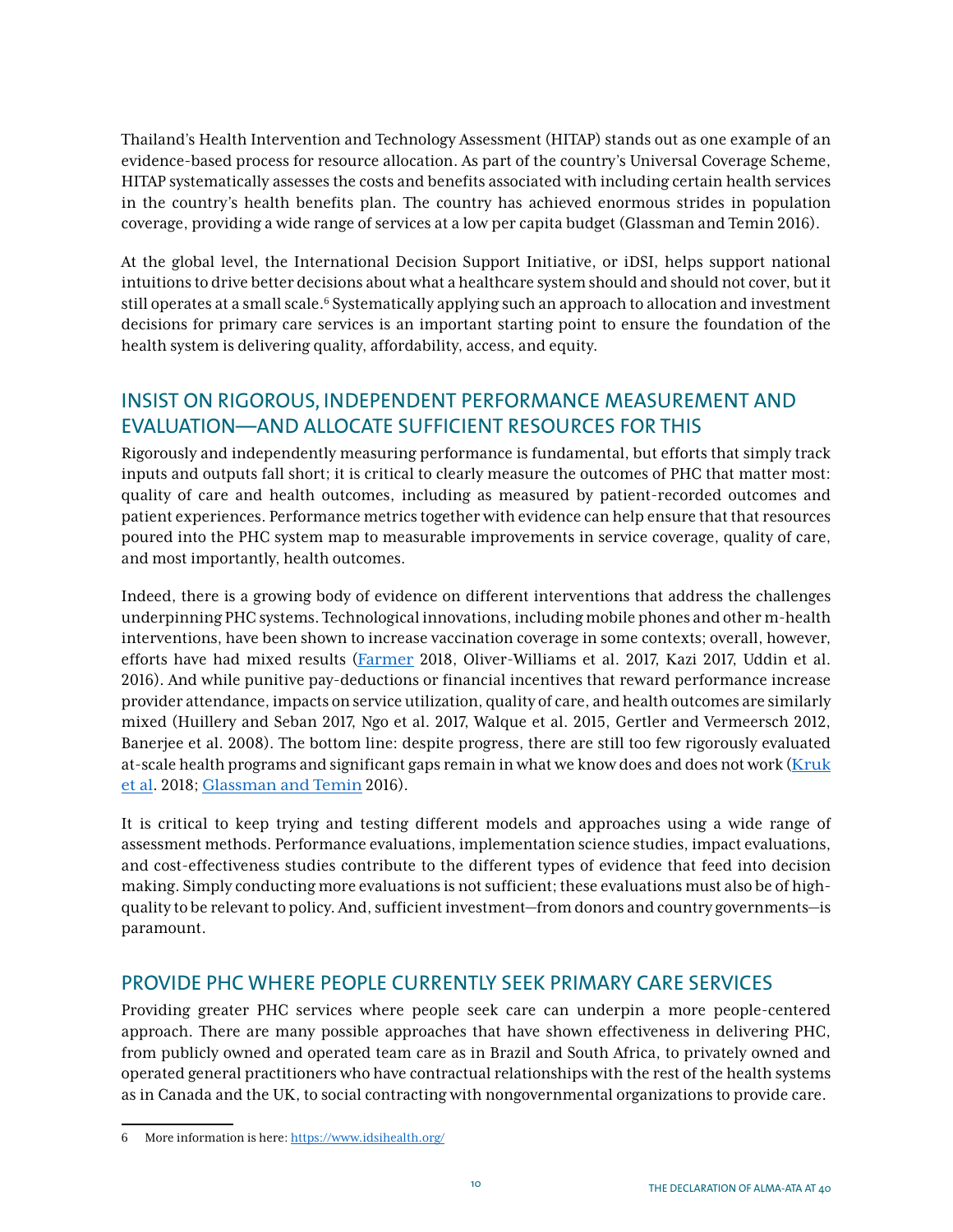Thailand's Health Intervention and Technology Assessment (HITAP) stands out as one example of an evidence-based process for resource allocation. As part of the country's Universal Coverage Scheme, HITAP systematically assesses the costs and benefits associated with including certain health services in the country's health benefits plan. The country has achieved enormous strides in population coverage, providing a wide range of services at a low per capita budget (Glassman and Temin 2016).

At the global level, the International Decision Support Initiative, or iDSI, helps support national intuitions to drive better decisions about what a healthcare system should and should not cover, but it still operates at a small scale.[6] Systematically applying such an approach to allocation and investment decisions for primary care services is an important starting point to ensure the foundation of the health system is delivering quality, affordability, access, and equity.

## INSIST ON RIGOROUS, INDEPENDENT PERFORMANCE MEASUREMENT AND EVALUATION—AND ALLOCATE SUFFICIENT RESOURCES FOR THIS

Rigorously and independently measuring performance is fundamental, but efforts that simply track inputs and outputs fall short; it is critical to clearly measure the outcomes of PHC that matter most: quality of care and health outcomes, including as measured by patient-recorded outcomes and patient experiences. Performance metrics together with evidence can help ensure that that resources poured into the PHC system map to measurable improvements in service coverage, quality of care, and most importantly, health outcomes.

Indeed, there is a growing body of evidence on different interventions that address the challenges underpinning PHC systems. Technological innovations, including mobile phones and other m-health interventions, have been shown to increase vaccination coverage in some contexts; overall, however, efforts have had mixed results (Farmer 2018, Oliver-Williams et al. 2017, Kazi 2017, Uddin et al. 2016). And while punitive pay-deductions or financial incentives that reward performance increase provider attendance, impacts on service utilization, quality of care, and health outcomes are similarly mixed (Huillery and Seban 2017, Ngo et al. 2017, Walque et al. 2015, Gertler and Vermeersch 2012, Banerjee et al. 2008). The bottom line: despite progress, there are still too few rigorously evaluated at-scale health programs and significant gaps remain in what we know does and does not work (Kruk et al. 2018; Glassman and Temin 2016).

It is critical to keep trying and testing different models and approaches using a wide range of assessment methods. Performance evaluations, implementation science studies, impact evaluations, and cost-effectiveness studies contribute to the different types of evidence that feed into decision making. Simply conducting more evaluations is not sufficient; these evaluations must also be of high-quality to be relevant to policy. And, sufficient investment—from donors and country governments—is paramount.

## PROVIDE PHC WHERE PEOPLE CURRENTLY SEEK PRIMARY CARE SERVICES

Providing greater PHC services where people seek care can underpin a more people-centered approach. There are many possible approaches that have shown effectiveness in delivering PHC, from publicly owned and operated team care as in Brazil and South Africa, to privately owned and operated general practitioners who have contractual relationships with the rest of the health systems as in Canada and the UK, to social contracting with nongovernmental organizations to provide care.

---

6 More information is here: https://www.idsihealth.org/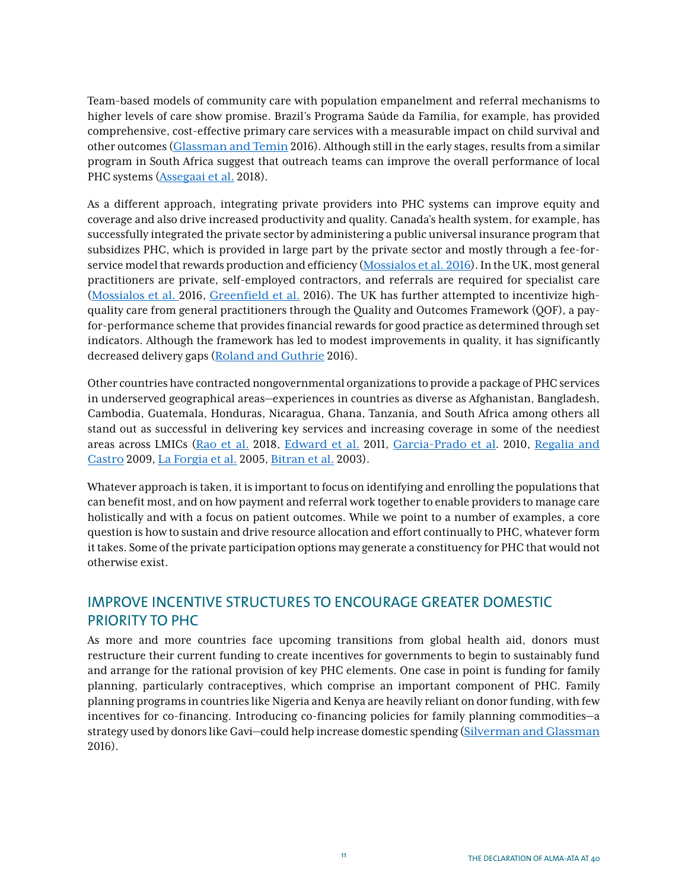Team-based models of community care with population empanelment and referral mechanisms to higher levels of care show promise. Brazil's Programa Saúde da Família, for example, has provided comprehensive, cost-effective primary care services with a measurable impact on child survival and other outcomes (Glassman and Temin 2016). Although still in the early stages, results from a similar program in South Africa suggest that outreach teams can improve the overall performance of local PHC systems (Assegaai et al. 2018).

As a different approach, integrating private providers into PHC systems can improve equity and coverage and also drive increased productivity and quality. Canada's health system, for example, has successfully integrated the private sector by administering a public universal insurance program that subsidizes PHC, which is provided in large part by the private sector and mostly through a fee-for-service model that rewards production and efficiency (Mossialos et al. 2016). In the UK, most general practitioners are private, self-employed contractors, and referrals are required for specialist care (Mossialos et al. 2016, Greenfield et al. 2016). The UK has further attempted to incentivize high-quality care from general practitioners through the Quality and Outcomes Framework (QOF), a pay-for-performance scheme that provides financial rewards for good practice as determined through set indicators. Although the framework has led to modest improvements in quality, it has significantly decreased delivery gaps (Roland and Guthrie 2016).

Other countries have contracted nongovernmental organizations to provide a package of PHC services in underserved geographical areas—experiences in countries as diverse as Afghanistan, Bangladesh, Cambodia, Guatemala, Honduras, Nicaragua, Ghana, Tanzania, and South Africa among others all stand out as successful in delivering key services and increasing coverage in some of the neediest areas across LMICs (Rao et al. 2018, Edward et al. 2011, Garcia-Prado et al. 2010, Regalia and Castro 2009, La Forgia et al. 2005, Bitran et al. 2003).

Whatever approach is taken, it is important to focus on identifying and enrolling the populations that can benefit most, and on how payment and referral work together to enable providers to manage care holistically and with a focus on patient outcomes. While we point to a number of examples, a core question is how to sustain and drive resource allocation and effort continually to PHC, whatever form it takes. Some of the private participation options may generate a constituency for PHC that would not otherwise exist.

## IMPROVE INCENTIVE STRUCTURES TO ENCOURAGE GREATER DOMESTIC PRIORITY TO PHC

As more and more countries face upcoming transitions from global health aid, donors must restructure their current funding to create incentives for governments to begin to sustainably fund and arrange for the rational provision of key PHC elements. One case in point is funding for family planning, particularly contraceptives, which comprise an important component of PHC. Family planning programs in countries like Nigeria and Kenya are heavily reliant on donor funding, with few incentives for co-financing. Introducing co-financing policies for family planning commodities—a strategy used by donors like Gavi—could help increase domestic spending (Silverman and Glassman 2016).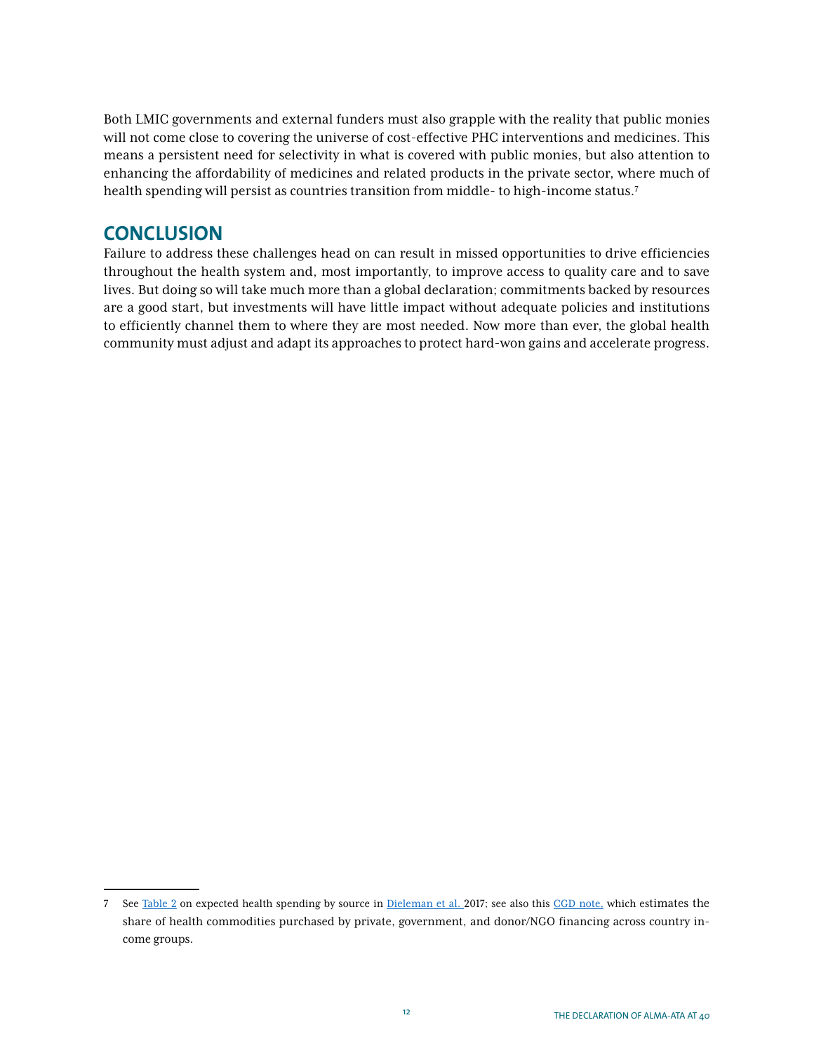Both LMIC governments and external funders must also grapple with the reality that public monies will not come close to covering the universe of cost-effective PHC interventions and medicines. This means a persistent need for selectivity in what is covered with public monies, but also attention to enhancing the affordability of medicines and related products in the private sector, where much of health spending will persist as countries transition from middle- to high-income status.[7]

## CONCLUSION

Failure to address these challenges head on can result in missed opportunities to drive efficiencies throughout the health system and, most importantly, to improve access to quality care and to save lives. But doing so will take much more than a global declaration; commitments backed by resources are a good start, but investments will have little impact without adequate policies and institutions to efficiently channel them to where they are most needed. Now more than ever, the global health community must adjust and adapt its approaches to protect hard-won gains and accelerate progress.

---

7 See Table 2 on expected health spending by source in Dieleman et al. 2017; see also this CGD note, which estimates the share of health commodities purchased by private, government, and donor/NGO financing across country income groups.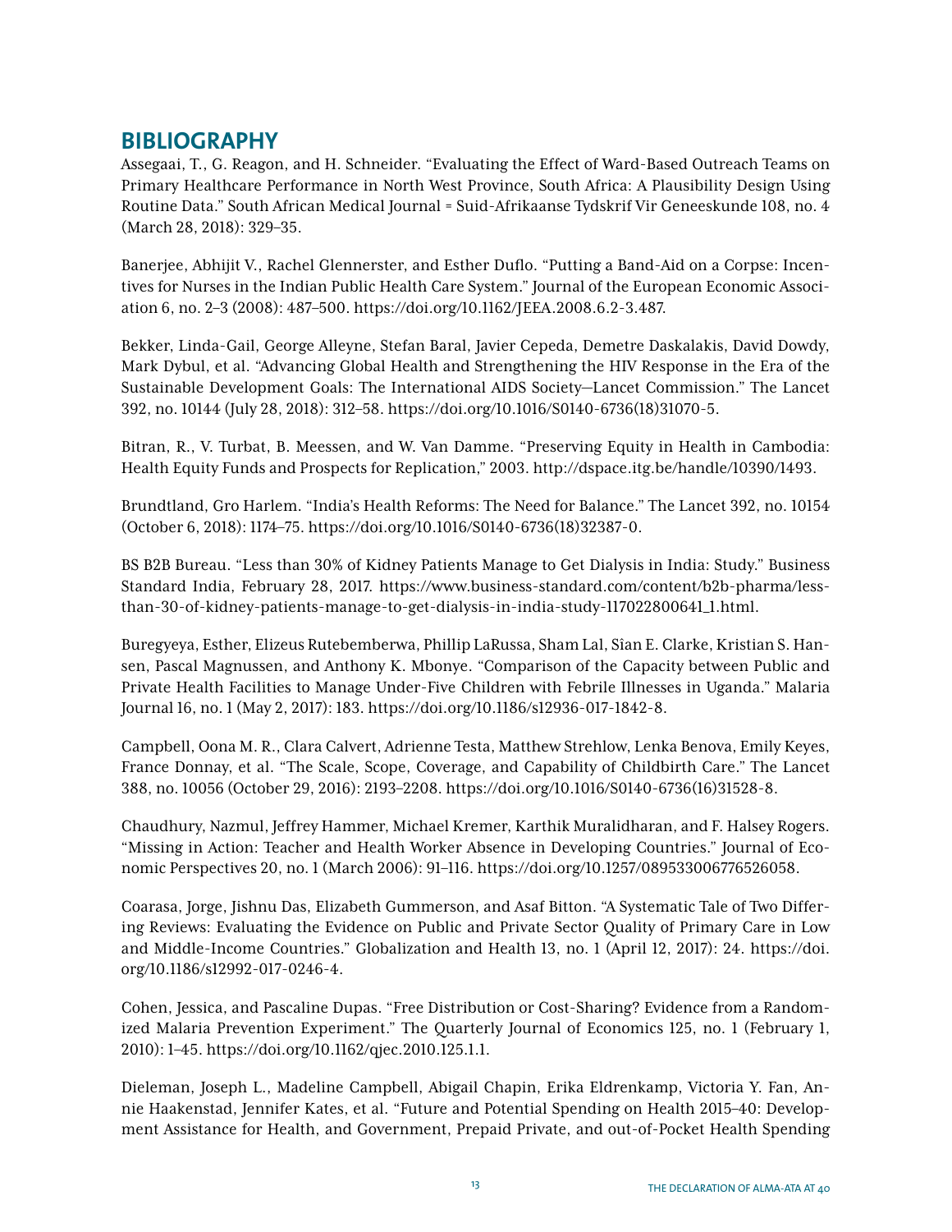## BIBLIOGRAPHY

Assegaai, T., G. Reagon, and H. Schneider. "Evaluating the Effect of Ward-Based Outreach Teams on Primary Healthcare Performance in North West Province, South Africa: A Plausibility Design Using Routine Data." South African Medical Journal = Suid-Afrikaanse Tydskrif Vir Geneeskunde 108, no. 4 (March 28, 2018): 329–35.

Banerjee, Abhijit V., Rachel Glennerster, and Esther Duflo. "Putting a Band-Aid on a Corpse: Incentives for Nurses in the Indian Public Health Care System." Journal of the European Economic Association 6, no. 2–3 (2008): 487–500. https://doi.org/10.1162/JEEA.2008.6.2-3.487.

Bekker, Linda-Gail, George Alleyne, Stefan Baral, Javier Cepeda, Demetre Daskalakis, David Dowdy, Mark Dybul, et al. "Advancing Global Health and Strengthening the HIV Response in the Era of the Sustainable Development Goals: The International AIDS Society—Lancet Commission." The Lancet 392, no. 10144 (July 28, 2018): 312–58. https://doi.org/10.1016/S0140-6736(18)31070-5.

Bitran, R., V. Turbat, B. Meessen, and W. Van Damme. "Preserving Equity in Health in Cambodia: Health Equity Funds and Prospects for Replication," 2003. http://dspace.itg.be/handle/10390/1493.

Brundtland, Gro Harlem. "India's Health Reforms: The Need for Balance." The Lancet 392, no. 10154 (October 6, 2018): 1174–75. https://doi.org/10.1016/S0140-6736(18)32387-0.

BS B2B Bureau. "Less than 30% of Kidney Patients Manage to Get Dialysis in India: Study." Business Standard India, February 28, 2017. https://www.business-standard.com/content/b2b-pharma/less-than-30-of-kidney-patients-manage-to-get-dialysis-in-india-study-117022800641_1.html.

Buregyeya, Esther, Elizeus Rutebemberwa, Phillip LaRussa, Sham Lal, Sîan E. Clarke, Kristian S. Hansen, Pascal Magnussen, and Anthony K. Mbonye. "Comparison of the Capacity between Public and Private Health Facilities to Manage Under-Five Children with Febrile Illnesses in Uganda." Malaria Journal 16, no. 1 (May 2, 2017): 183. https://doi.org/10.1186/s12936-017-1842-8.

Campbell, Oona M. R., Clara Calvert, Adrienne Testa, Matthew Strehlow, Lenka Benova, Emily Keyes, France Donnay, et al. "The Scale, Scope, Coverage, and Capability of Childbirth Care." The Lancet 388, no. 10056 (October 29, 2016): 2193–2208. https://doi.org/10.1016/S0140-6736(16)31528-8.

Chaudhury, Nazmul, Jeffrey Hammer, Michael Kremer, Karthik Muralidharan, and F. Halsey Rogers. "Missing in Action: Teacher and Health Worker Absence in Developing Countries." Journal of Economic Perspectives 20, no. 1 (March 2006): 91–116. https://doi.org/10.1257/089533006776526058.

Coarasa, Jorge, Jishnu Das, Elizabeth Gummerson, and Asaf Bitton. "A Systematic Tale of Two Differing Reviews: Evaluating the Evidence on Public and Private Sector Quality of Primary Care in Low and Middle-Income Countries." Globalization and Health 13, no. 1 (April 12, 2017): 24. https://doi.org/10.1186/s12992-017-0246-4.

Cohen, Jessica, and Pascaline Dupas. "Free Distribution or Cost-Sharing? Evidence from a Randomized Malaria Prevention Experiment." The Quarterly Journal of Economics 125, no. 1 (February 1, 2010): 1–45. https://doi.org/10.1162/qjec.2010.125.1.1.

Dieleman, Joseph L., Madeline Campbell, Abigail Chapin, Erika Eldrenkamp, Victoria Y. Fan, Annie Haakenstad, Jennifer Kates, et al. "Future and Potential Spending on Health 2015–40: Development Assistance for Health, and Government, Prepaid Private, and out-of-Pocket Health Spending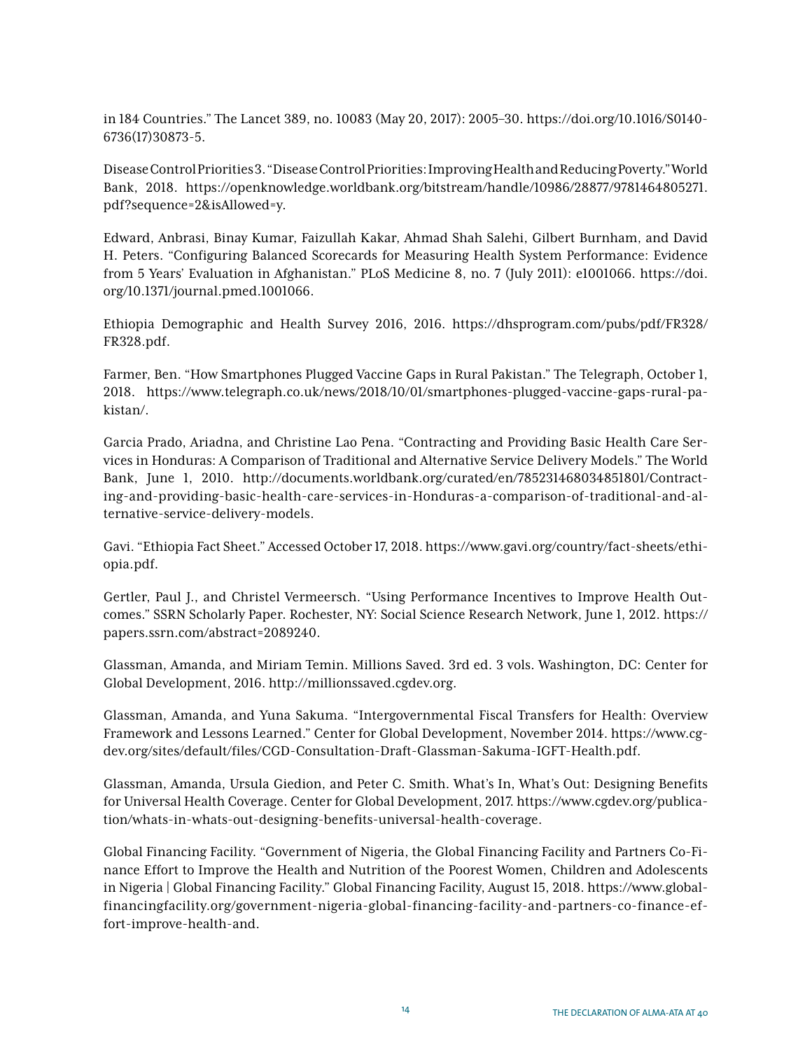in 184 Countries." The Lancet 389, no. 10083 (May 20, 2017): 2005–30. https://doi.org/10.1016/S0140-6736(17)30873-5.

Disease Control Priorities 3. "Disease Control Priorities: Improving Health and Reducing Poverty." World Bank, 2018. https://openknowledge.worldbank.org/bitstream/handle/10986/28877/9781464805271.pdf?sequence=2&isAllowed=y.

Edward, Anbrasi, Binay Kumar, Faizullah Kakar, Ahmad Shah Salehi, Gilbert Burnham, and David H. Peters. "Configuring Balanced Scorecards for Measuring Health System Performance: Evidence from 5 Years' Evaluation in Afghanistan." PLoS Medicine 8, no. 7 (July 2011): e1001066. https://doi.org/10.1371/journal.pmed.1001066.

Ethiopia Demographic and Health Survey 2016, 2016. https://dhsprogram.com/pubs/pdf/FR328/FR328.pdf.

Farmer, Ben. "How Smartphones Plugged Vaccine Gaps in Rural Pakistan." The Telegraph, October 1, 2018. https://www.telegraph.co.uk/news/2018/10/01/smartphones-plugged-vaccine-gaps-rural-pakistan/.

Garcia Prado, Ariadna, and Christine Lao Pena. "Contracting and Providing Basic Health Care Services in Honduras: A Comparison of Traditional and Alternative Service Delivery Models." The World Bank, June 1, 2010. http://documents.worldbank.org/curated/en/785231468034851801/Contracting-and-providing-basic-health-care-services-in-Honduras-a-comparison-of-traditional-and-alternative-service-delivery-models.

Gavi. "Ethiopia Fact Sheet." Accessed October 17, 2018. https://www.gavi.org/country/fact-sheets/ethiopia.pdf.

Gertler, Paul J., and Christel Vermeersch. "Using Performance Incentives to Improve Health Outcomes." SSRN Scholarly Paper. Rochester, NY: Social Science Research Network, June 1, 2012. https://papers.ssrn.com/abstract=2089240.

Glassman, Amanda, and Miriam Temin. Millions Saved. 3rd ed. 3 vols. Washington, DC: Center for Global Development, 2016. http://millionssaved.cgdev.org.

Glassman, Amanda, and Yuna Sakuma. "Intergovernmental Fiscal Transfers for Health: Overview Framework and Lessons Learned." Center for Global Development, November 2014. https://www.cgdev.org/sites/default/files/CGD-Consultation-Draft-Glassman-Sakuma-IGFT-Health.pdf.

Glassman, Amanda, Ursula Giedion, and Peter C. Smith. What's In, What's Out: Designing Benefits for Universal Health Coverage. Center for Global Development, 2017. https://www.cgdev.org/publication/whats-in-whats-out-designing-benefits-universal-health-coverage.

Global Financing Facility. "Government of Nigeria, the Global Financing Facility and Partners Co-Finance Effort to Improve the Health and Nutrition of the Poorest Women, Children and Adolescents in Nigeria | Global Financing Facility." Global Financing Facility, August 15, 2018. https://www.globalfinancingfacility.org/government-nigeria-global-financing-facility-and-partners-co-finance-effort-improve-health-and.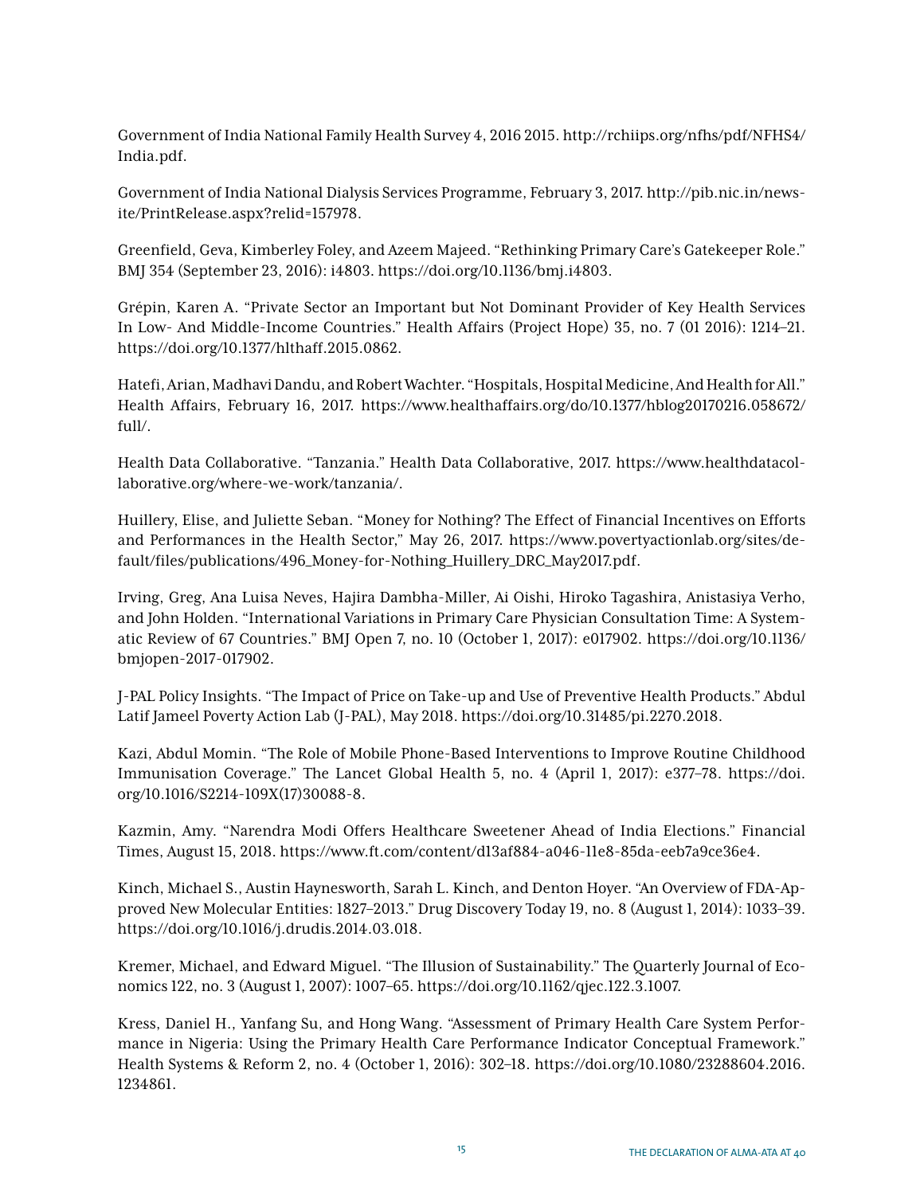Government of India National Family Health Survey 4, 2016 2015. http://rchiips.org/nfhs/pdf/NFHS4/India.pdf.

Government of India National Dialysis Services Programme, February 3, 2017. http://pib.nic.in/newsite/PrintRelease.aspx?relid=157978.

Greenfield, Geva, Kimberley Foley, and Azeem Majeed. "Rethinking Primary Care's Gatekeeper Role." BMJ 354 (September 23, 2016): i4803. https://doi.org/10.1136/bmj.i4803.

Grépin, Karen A. "Private Sector an Important but Not Dominant Provider of Key Health Services In Low- And Middle-Income Countries." Health Affairs (Project Hope) 35, no. 7 (01 2016): 1214–21. https://doi.org/10.1377/hlthaff.2015.0862.

Hatefi, Arian, Madhavi Dandu, and Robert Wachter. "Hospitals, Hospital Medicine, And Health for All." Health Affairs, February 16, 2017. https://www.healthaffairs.org/do/10.1377/hblog20170216.058672/full/.

Health Data Collaborative. "Tanzania." Health Data Collaborative, 2017. https://www.healthdatacollaborative.org/where-we-work/tanzania/.

Huillery, Elise, and Juliette Seban. "Money for Nothing? The Effect of Financial Incentives on Efforts and Performances in the Health Sector," May 26, 2017. https://www.povertyactionlab.org/sites/default/files/publications/496_Money-for-Nothing_Huillery_DRC_May2017.pdf.

Irving, Greg, Ana Luisa Neves, Hajira Dambha-Miller, Ai Oishi, Hiroko Tagashira, Anistasiya Verho, and John Holden. "International Variations in Primary Care Physician Consultation Time: A Systematic Review of 67 Countries." BMJ Open 7, no. 10 (October 1, 2017): e017902. https://doi.org/10.1136/bmjopen-2017-017902.

J-PAL Policy Insights. "The Impact of Price on Take-up and Use of Preventive Health Products." Abdul Latif Jameel Poverty Action Lab (J-PAL), May 2018. https://doi.org/10.31485/pi.2270.2018.

Kazi, Abdul Momin. "The Role of Mobile Phone-Based Interventions to Improve Routine Childhood Immunisation Coverage." The Lancet Global Health 5, no. 4 (April 1, 2017): e377–78. https://doi.org/10.1016/S2214-109X(17)30088-8.

Kazmin, Amy. "Narendra Modi Offers Healthcare Sweetener Ahead of India Elections." Financial Times, August 15, 2018. https://www.ft.com/content/d13af884-a046-11e8-85da-eeb7a9ce36e4.

Kinch, Michael S., Austin Haynesworth, Sarah L. Kinch, and Denton Hoyer. "An Overview of FDA-Approved New Molecular Entities: 1827–2013." Drug Discovery Today 19, no. 8 (August 1, 2014): 1033–39. https://doi.org/10.1016/j.drudis.2014.03.018.

Kremer, Michael, and Edward Miguel. "The Illusion of Sustainability." The Quarterly Journal of Economics 122, no. 3 (August 1, 2007): 1007–65. https://doi.org/10.1162/qjec.122.3.1007.

Kress, Daniel H., Yanfang Su, and Hong Wang. "Assessment of Primary Health Care System Performance in Nigeria: Using the Primary Health Care Performance Indicator Conceptual Framework." Health Systems & Reform 2, no. 4 (October 1, 2016): 302–18. https://doi.org/10.1080/23288604.2016.1234861.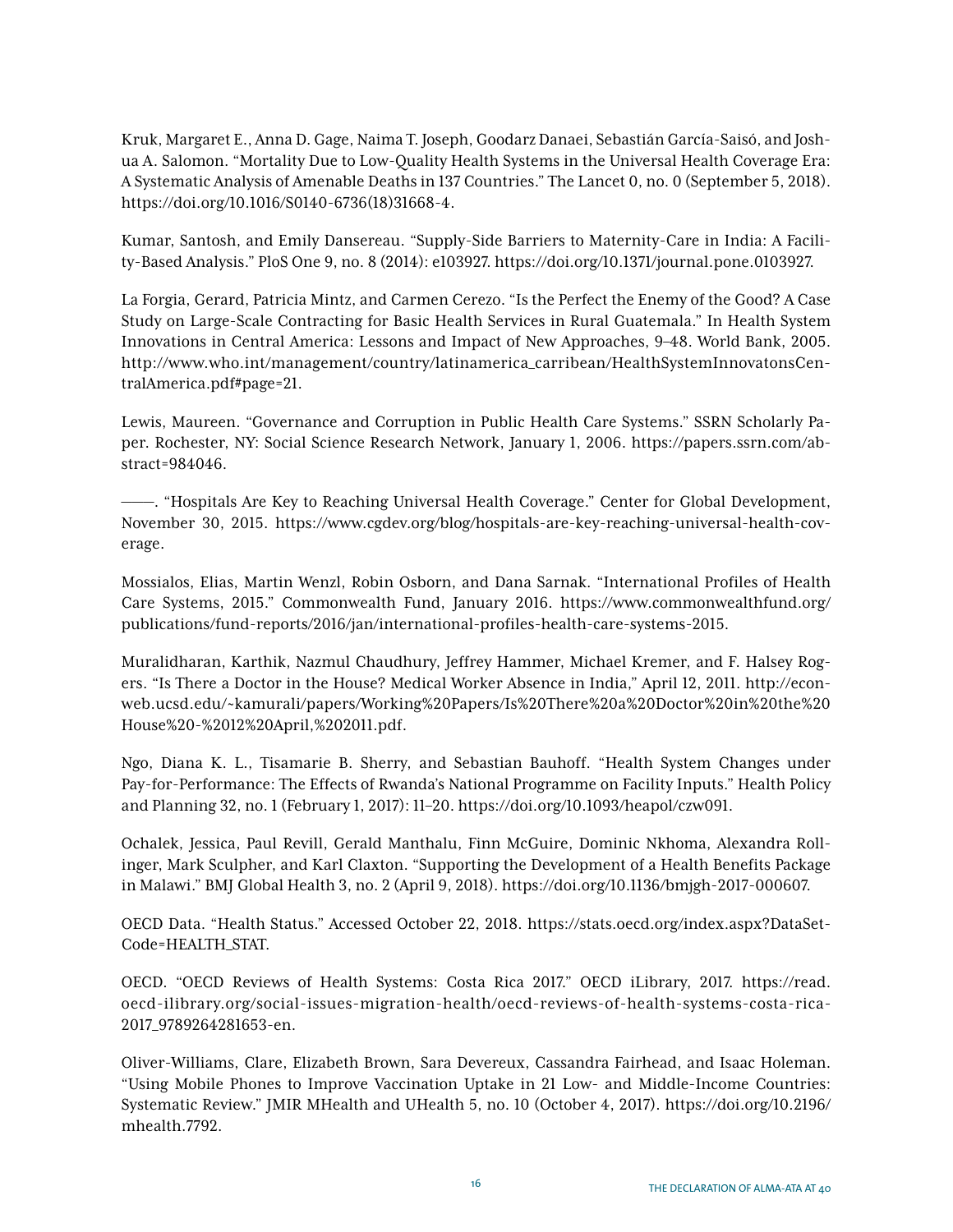Kruk, Margaret E., Anna D. Gage, Naima T. Joseph, Goodarz Danaei, Sebastián García-Saisó, and Joshua A. Salomon. "Mortality Due to Low-Quality Health Systems in the Universal Health Coverage Era: A Systematic Analysis of Amenable Deaths in 137 Countries." The Lancet 0, no. 0 (September 5, 2018). https://doi.org/10.1016/S0140-6736(18)31668-4.

Kumar, Santosh, and Emily Dansereau. "Supply-Side Barriers to Maternity-Care in India: A Facility-Based Analysis." PloS One 9, no. 8 (2014): e103927. https://doi.org/10.1371/journal.pone.0103927.

La Forgia, Gerard, Patricia Mintz, and Carmen Cerezo. "Is the Perfect the Enemy of the Good? A Case Study on Large-Scale Contracting for Basic Health Services in Rural Guatemala." In Health System Innovations in Central America: Lessons and Impact of New Approaches, 9–48. World Bank, 2005. http://www.who.int/management/country/latinamerica_carribean/HealthSystemInnovatonsCentralAmerica.pdf#page=21.

Lewis, Maureen. "Governance and Corruption in Public Health Care Systems." SSRN Scholarly Paper. Rochester, NY: Social Science Research Network, January 1, 2006. https://papers.ssrn.com/abstract=984046.

———. "Hospitals Are Key to Reaching Universal Health Coverage." Center for Global Development, November 30, 2015. https://www.cgdev.org/blog/hospitals-are-key-reaching-universal-health-coverage.

Mossialos, Elias, Martin Wenzl, Robin Osborn, and Dana Sarnak. "International Profiles of Health Care Systems, 2015." Commonwealth Fund, January 2016. https://www.commonwealthfund.org/publications/fund-reports/2016/jan/international-profiles-health-care-systems-2015.

Muralidharan, Karthik, Nazmul Chaudhury, Jeffrey Hammer, Michael Kremer, and F. Halsey Rogers. "Is There a Doctor in the House? Medical Worker Absence in India," April 12, 2011. http://econweb.ucsd.edu/~kamurali/papers/Working%20Papers/Is%20There%20a%20Doctor%20in%20the%20House%20-%2012%20April,%202011.pdf.

Ngo, Diana K. L., Tisamarie B. Sherry, and Sebastian Bauhoff. "Health System Changes under Pay-for-Performance: The Effects of Rwanda's National Programme on Facility Inputs." Health Policy and Planning 32, no. 1 (February 1, 2017): 11–20. https://doi.org/10.1093/heapol/czw091.

Ochalek, Jessica, Paul Revill, Gerald Manthalu, Finn McGuire, Dominic Nkhoma, Alexandra Rollinger, Mark Sculpher, and Karl Claxton. "Supporting the Development of a Health Benefits Package in Malawi." BMJ Global Health 3, no. 2 (April 9, 2018). https://doi.org/10.1136/bmjgh-2017-000607.

OECD Data. "Health Status." Accessed October 22, 2018. https://stats.oecd.org/index.aspx?DataSetCode=HEALTH_STAT.

OECD. "OECD Reviews of Health Systems: Costa Rica 2017." OECD iLibrary, 2017. https://read.oecd-ilibrary.org/social-issues-migration-health/oecd-reviews-of-health-systems-costa-rica-2017_9789264281653-en.

Oliver-Williams, Clare, Elizabeth Brown, Sara Devereux, Cassandra Fairhead, and Isaac Holeman. "Using Mobile Phones to Improve Vaccination Uptake in 21 Low- and Middle-Income Countries: Systematic Review." JMIR MHealth and UHealth 5, no. 10 (October 4, 2017). https://doi.org/10.2196/mhealth.7792.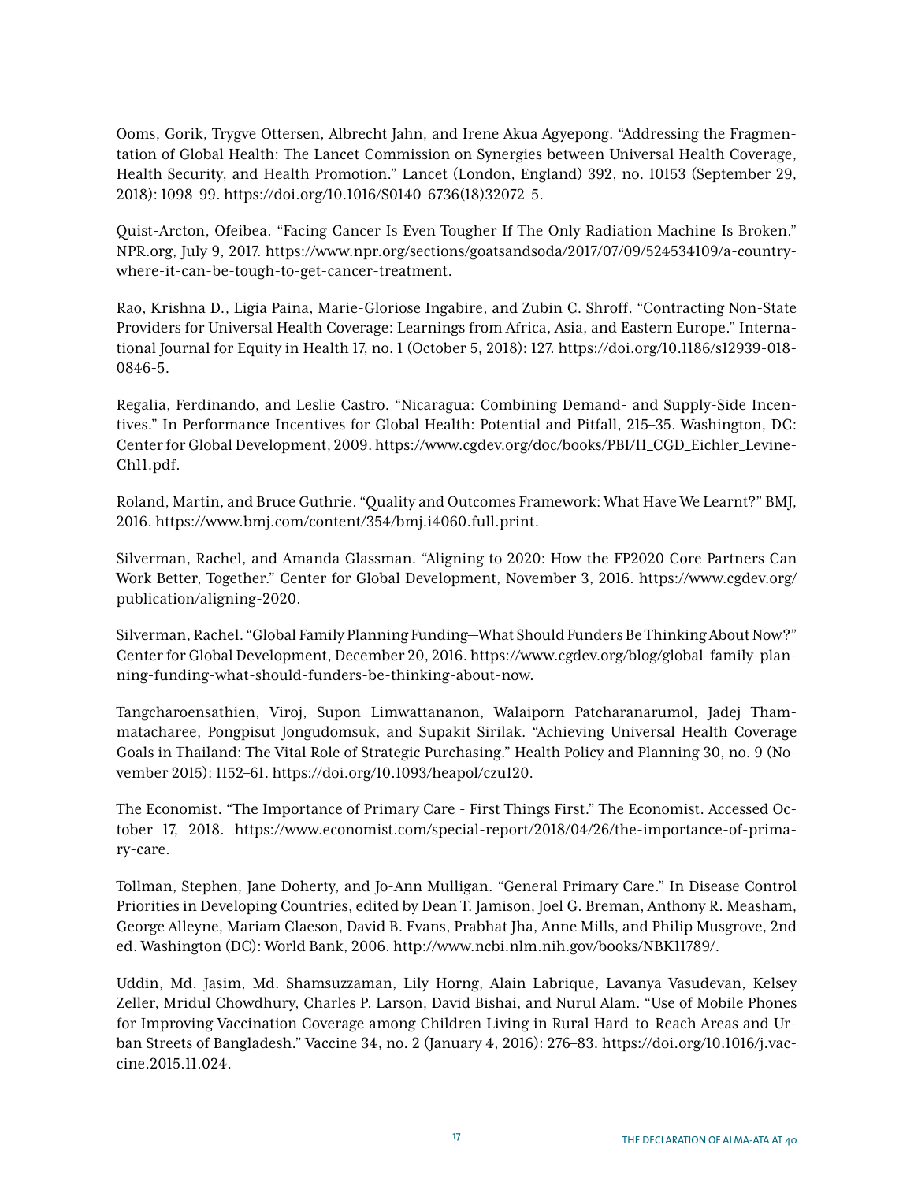Ooms, Gorik, Trygve Ottersen, Albrecht Jahn, and Irene Akua Agyepong. "Addressing the Fragmentation of Global Health: The Lancet Commission on Synergies between Universal Health Coverage, Health Security, and Health Promotion." Lancet (London, England) 392, no. 10153 (September 29, 2018): 1098–99. https://doi.org/10.1016/S0140-6736(18)32072-5.

Quist-Arcton, Ofeibea. "Facing Cancer Is Even Tougher If The Only Radiation Machine Is Broken." NPR.org, July 9, 2017. https://www.npr.org/sections/goatsandsoda/2017/07/09/524534109/a-country-where-it-can-be-tough-to-get-cancer-treatment.

Rao, Krishna D., Ligia Paina, Marie-Gloriose Ingabire, and Zubin C. Shroff. "Contracting Non-State Providers for Universal Health Coverage: Learnings from Africa, Asia, and Eastern Europe." International Journal for Equity in Health 17, no. 1 (October 5, 2018): 127. https://doi.org/10.1186/s12939-018-0846-5.

Regalia, Ferdinando, and Leslie Castro. "Nicaragua: Combining Demand- and Supply-Side Incentives." In Performance Incentives for Global Health: Potential and Pitfall, 215–35. Washington, DC: Center for Global Development, 2009. https://www.cgdev.org/doc/books/PBI/11_CGD_Eichler_Levine-Ch11.pdf.

Roland, Martin, and Bruce Guthrie. "Quality and Outcomes Framework: What Have We Learnt?" BMJ, 2016. https://www.bmj.com/content/354/bmj.i4060.full.print.

Silverman, Rachel, and Amanda Glassman. "Aligning to 2020: How the FP2020 Core Partners Can Work Better, Together." Center for Global Development, November 3, 2016. https://www.cgdev.org/publication/aligning-2020.

Silverman, Rachel. "Global Family Planning Funding—What Should Funders Be Thinking About Now?" Center for Global Development, December 20, 2016. https://www.cgdev.org/blog/global-family-planning-funding-what-should-funders-be-thinking-about-now.

Tangcharoensathien, Viroj, Supon Limwattananon, Walaiporn Patcharanarumol, Jadej Thammatacharee, Pongpisut Jongudomsuk, and Supakit Sirilak. "Achieving Universal Health Coverage Goals in Thailand: The Vital Role of Strategic Purchasing." Health Policy and Planning 30, no. 9 (November 2015): 1152–61. https://doi.org/10.1093/heapol/czu120.

The Economist. "The Importance of Primary Care - First Things First." The Economist. Accessed October 17, 2018. https://www.economist.com/special-report/2018/04/26/the-importance-of-primary-care.

Tollman, Stephen, Jane Doherty, and Jo-Ann Mulligan. "General Primary Care." In Disease Control Priorities in Developing Countries, edited by Dean T. Jamison, Joel G. Breman, Anthony R. Measham, George Alleyne, Mariam Claeson, David B. Evans, Prabhat Jha, Anne Mills, and Philip Musgrove, 2nd ed. Washington (DC): World Bank, 2006. http://www.ncbi.nlm.nih.gov/books/NBK11789/.

Uddin, Md. Jasim, Md. Shamsuzzaman, Lily Horng, Alain Labrique, Lavanya Vasudevan, Kelsey Zeller, Mridul Chowdhury, Charles P. Larson, David Bishai, and Nurul Alam. "Use of Mobile Phones for Improving Vaccination Coverage among Children Living in Rural Hard-to-Reach Areas and Urban Streets of Bangladesh." Vaccine 34, no. 2 (January 4, 2016): 276–83. https://doi.org/10.1016/j.vaccine.2015.11.024.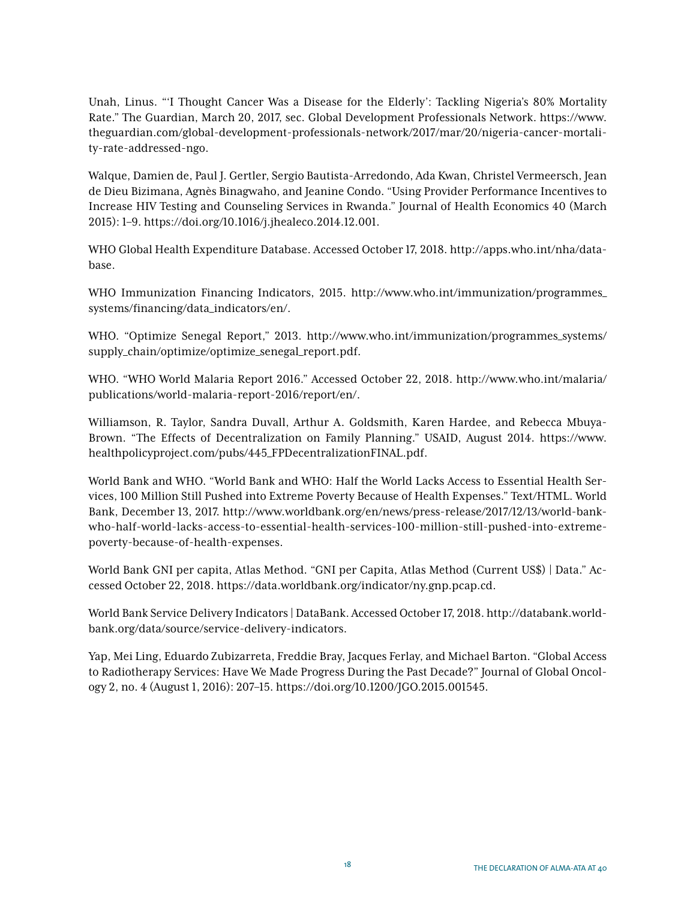Unah, Linus. "'I Thought Cancer Was a Disease for the Elderly': Tackling Nigeria's 80% Mortality Rate." The Guardian, March 20, 2017, sec. Global Development Professionals Network. https://www.theguardian.com/global-development-professionals-network/2017/mar/20/nigeria-cancer-mortality-rate-addressed-ngo.

Walque, Damien de, Paul J. Gertler, Sergio Bautista-Arredondo, Ada Kwan, Christel Vermeersch, Jean de Dieu Bizimana, Agnès Binagwaho, and Jeanine Condo. "Using Provider Performance Incentives to Increase HIV Testing and Counseling Services in Rwanda." Journal of Health Economics 40 (March 2015): 1–9. https://doi.org/10.1016/j.jhealeco.2014.12.001.

WHO Global Health Expenditure Database. Accessed October 17, 2018. http://apps.who.int/nha/database.

WHO Immunization Financing Indicators, 2015. http://www.who.int/immunization/programmes_systems/financing/data_indicators/en/.

WHO. "Optimize Senegal Report," 2013. http://www.who.int/immunization/programmes_systems/supply_chain/optimize/optimize_senegal_report.pdf.

WHO. "WHO World Malaria Report 2016." Accessed October 22, 2018. http://www.who.int/malaria/publications/world-malaria-report-2016/report/en/.

Williamson, R. Taylor, Sandra Duvall, Arthur A. Goldsmith, Karen Hardee, and Rebecca Mbuya-Brown. "The Effects of Decentralization on Family Planning." USAID, August 2014. https://www.healthpolicyproject.com/pubs/445_FPDecentralizationFINAL.pdf.

World Bank and WHO. "World Bank and WHO: Half the World Lacks Access to Essential Health Services, 100 Million Still Pushed into Extreme Poverty Because of Health Expenses." Text/HTML. World Bank, December 13, 2017. http://www.worldbank.org/en/news/press-release/2017/12/13/world-bank-who-half-world-lacks-access-to-essential-health-services-100-million-still-pushed-into-extreme-poverty-because-of-health-expenses.

World Bank GNI per capita, Atlas Method. "GNI per Capita, Atlas Method (Current US$) | Data." Accessed October 22, 2018. https://data.worldbank.org/indicator/ny.gnp.pcap.cd.

World Bank Service Delivery Indicators | DataBank. Accessed October 17, 2018. http://databank.worldbank.org/data/source/service-delivery-indicators.

Yap, Mei Ling, Eduardo Zubizarreta, Freddie Bray, Jacques Ferlay, and Michael Barton. "Global Access to Radiotherapy Services: Have We Made Progress During the Past Decade?" Journal of Global Oncology 2, no. 4 (August 1, 2016): 207–15. https://doi.org/10.1200/JGO.2015.001545.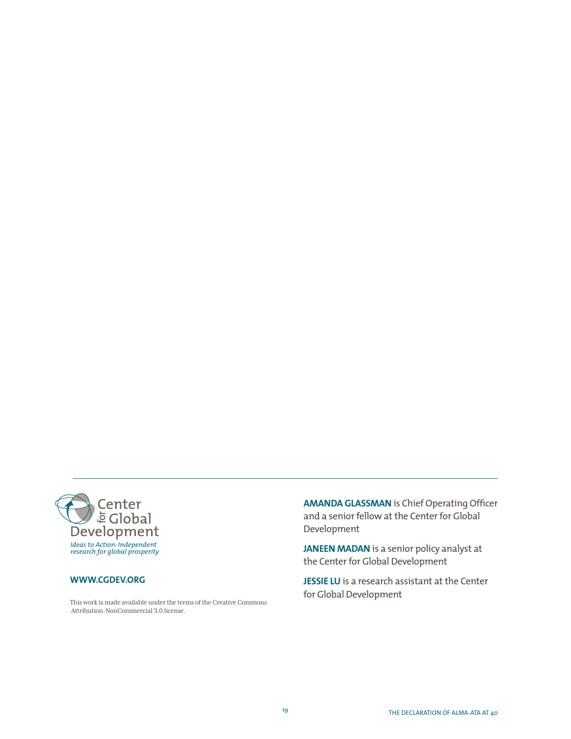Center for Global Development

*Ideas to Action: Independent research for global prosperity*

**WWW.CGDEV.ORG**

This work is made available under the terms of the Creative Commons Attribution-NonCommercial 3.0 license.

**AMANDA GLASSMAN** is Chief Operating Officer and a senior fellow at the Center for Global Development

**JANEEN MADAN** is a senior policy analyst at the Center for Global Development

**JESSIE LU** is a research assistant at the Center for Global Development